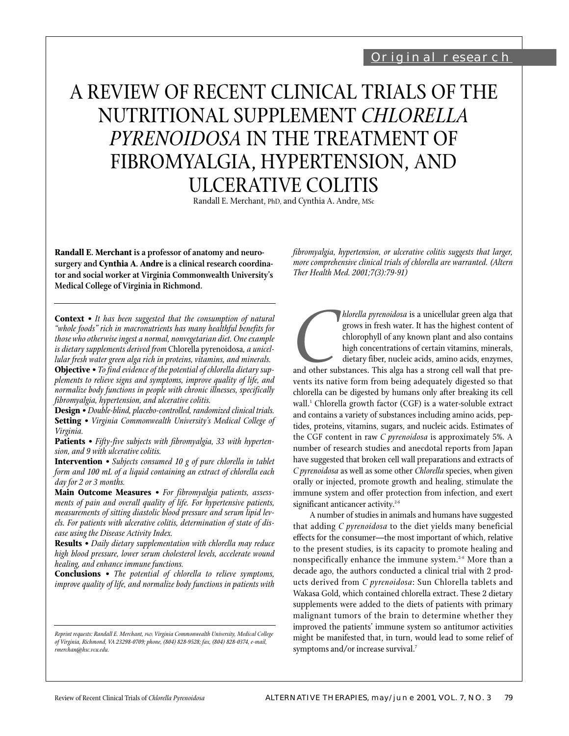Original research

# A REVIEW OF RECENT CLINICAL TRIALS OF THE NUTRITIONAL SUPPLEMENT *CHLORELLA PYRENOIDOSA* IN THE TREATMENT OF FIBROMYALGIA, HYPERTENSION, AND ULCERATIVE COLITIS

Randall E. Merchant, PhD, and Cynthia A. Andre, MSc

**Randall E. Merchant is a professor of anatomy and neurosurgery and Cynthia A. Andre is a clinical research coordinator and social worker at Virginia Commonwealth University's Medical College of Virginia in Richmond.**

**Context •** *It has been suggested that the consumption of natural "whole foods" rich in macronutrients has many healthful benefits for those who otherwise ingest a normal, nonvegetarian diet. One example is dietary supplements derived from* Chlorella pyrenoidosa*, a unicellular fresh water green alga rich in proteins, vitamins, and minerals.*

**Objective •** *To find evidence of the potential of chlorella dietary supplements to relieve signs and symptoms, improve quality of life, and normalize body functions in people with chronic illnesses, specifically fibromyalgia, hypertension, and ulcerative colitis.*

**Design •** *Double-blind, placebo-controlled, randomized clinical trials.*

**Setting •** *Virginia Commonwealth University's Medical College of Virginia.*

**Patients •** *Fifty-five subjects with fibromyalgia, 33 with hypertension, and 9 with ulcerative colitis.*

**Intervention •** *Subjects consumed 10 g of pure chlorella in tablet form and 100 mL of a liquid containing an extract of chlorella each day for 2 or 3 months.*

**Main Outcome Measures •** *For fibromyalgia patients, assessments of pain and overall quality of life. For hypertensive patients, measurements of sitting diastolic blood pressure and serum lipid levels. For patients with ulcerative colitis, determination of state of disease using the Disease Activity Index.*

**Results •** *Daily dietary supplementation with chlorella may reduce high blood pressure, lower serum cholesterol levels, accelerate wound healing, and enhance immune functions.*

**Conclusions •** *The potential of chlorella to relieve symptoms, improve quality of life, and normalize body functions in patients with fibromyalgia, hypertension, or ulcerative colitis suggests that larger, more comprehensive clinical trials of chlorella are warranted. (Altern Ther Health Med. 2001;7(3):79-91)*

*Reprint requests: Randall E. Merchant, PhD, Virginia Commonwealth University, Medical College of Virginia, Richmond, VA 23298-0709; phone, (804) 828-9528; fax, (804) 828-0374, e-mail, rmerchan@hsc.vcu.edu.*

*Chlorella pyrenoidosa* is a unicellular green alga that grows in fresh water. It has the highest content of chlorophyll of any known plant and also contains high concentrations of certain vitamins, minerals, dietary fiber, nucleic acids, amino acids, enzymes, and other substances. This alga has a strong cell wall that prevents its native form from being adequately digested so that chlorella can be digested by humans only after breaking its cell wall.[1] Chlorella growth factor (CGF) is a water-soluble extract and contains a variety of substances including amino acids, peptides, proteins, vitamins, sugars, and nucleic acids. Estimates of the CGF content in raw *C pyrenoidosa* is approximately 5%. A number of research studies and anecdotal reports from Japan have suggested that broken cell wall preparations and extracts of *C pyrenoidosa* as well as some other *Chlorella* species, when given orally or injected, promote growth and healing, stimulate the immune system and offer protection from infection, and exert significant anticancer activity.[2-6]

A number of studies in animals and humans have suggested that adding *C pyrenoidosa* to the diet yields many beneficial effects for the consumer—the most important of which, relative to the present studies, is its capacity to promote healing and nonspecifically enhance the immune system.[2-6] More than a decade ago, the authors conducted a clinical trial with 2 products derived from *C pyrenoidosa*: Sun Chlorella tablets and Wakasa Gold, which contained chlorella extract. These 2 dietary supplements were added to the diets of patients with primary malignant tumors of the brain to determine whether they improved the patients' immune system so antitumor activities might be manifested that, in turn, would lead to some relief of symptoms and/or increase survival.[7]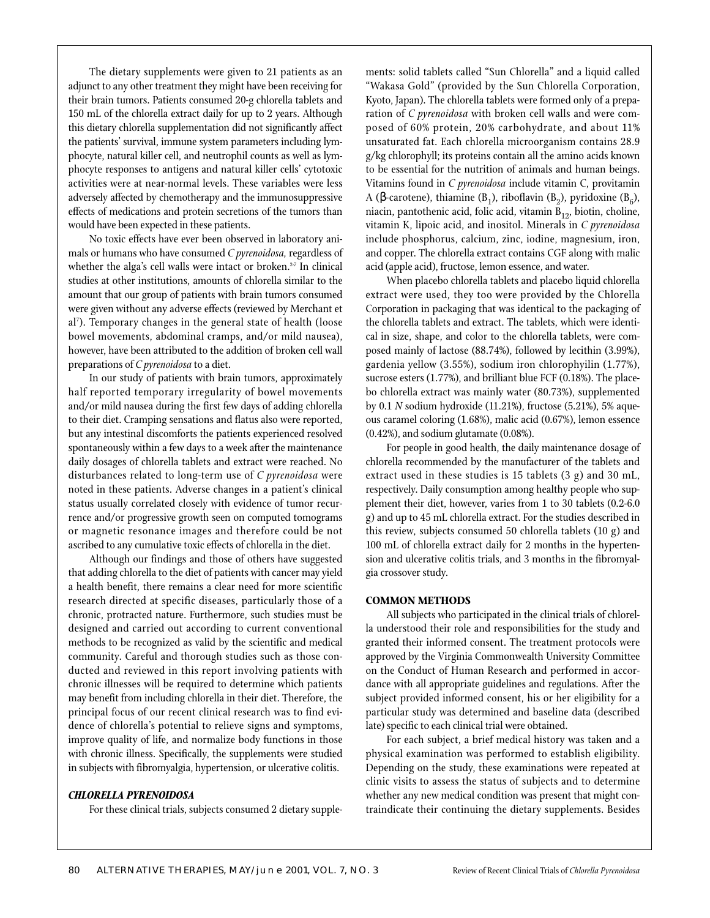The dietary supplements were given to 21 patients as an adjunct to any other treatment they might have been receiving for their brain tumors. Patients consumed 20-g chlorella tablets and 150 mL of the chlorella extract daily for up to 2 years. Although this dietary chlorella supplementation did not significantly affect the patients' survival, immune system parameters including lymphocyte, natural killer cell, and neutrophil counts as well as lymphocyte responses to antigens and natural killer cells' cytotoxic activities were at near-normal levels. These variables were less adversely affected by chemotherapy and the immunosuppressive effects of medications and protein secretions of the tumors than would have been expected in these patients.

No toxic effects have ever been observed in laboratory animals or humans who have consumed *C pyrenoidosa*, regardless of whether the alga's cell walls were intact or broken.[2-7] In clinical studies at other institutions, amounts of chlorella similar to the amount that our group of patients with brain tumors consumed were given without any adverse effects (reviewed by Merchant et al[7]). Temporary changes in the general state of health (loose bowel movements, abdominal cramps, and/or mild nausea), however, have been attributed to the addition of broken cell wall preparations of *C pyrenoidosa* to a diet.

In our study of patients with brain tumors, approximately half reported temporary irregularity of bowel movements and/or mild nausea during the first few days of adding chlorella to their diet. Cramping sensations and flatus also were reported, but any intestinal discomforts the patients experienced resolved spontaneously within a few days to a week after the maintenance daily dosages of chlorella tablets and extract were reached. No disturbances related to long-term use of *C pyrenoidosa* were noted in these patients. Adverse changes in a patient's clinical status usually correlated closely with evidence of tumor recurrence and/or progressive growth seen on computed tomograms or magnetic resonance images and therefore could be not ascribed to any cumulative toxic effects of chlorella in the diet.

Although our findings and those of others have suggested that adding chlorella to the diet of patients with cancer may yield a health benefit, there remains a clear need for more scientific research directed at specific diseases, particularly those of a chronic, protracted nature. Furthermore, such studies must be designed and carried out according to current conventional methods to be recognized as valid by the scientific and medical community. Careful and thorough studies such as those conducted and reviewed in this report involving patients with chronic illnesses will be required to determine which patients may benefit from including chlorella in their diet. Therefore, the principal focus of our recent clinical research was to find evidence of chlorella's potential to relieve signs and symptoms, improve quality of life, and normalize body functions in those with chronic illness. Specifically, the supplements were studied in subjects with fibromyalgia, hypertension, or ulcerative colitis.

### *CHLORELLA PYRENOIDOSA*

For these clinical trials, subjects consumed 2 dietary supplements: solid tablets called "Sun Chlorella" and a liquid called "Wakasa Gold" (provided by the Sun Chlorella Corporation, Kyoto, Japan). The chlorella tablets were formed only of a preparation of *C pyrenoidosa* with broken cell walls and were composed of 60% protein, 20% carbohydrate, and about 11% unsaturated fat. Each chlorella microorganism contains 28.9 g/kg chlorophyll; its proteins contain all the amino acids known to be essential for the nutrition of animals and human beings. Vitamins found in *C pyrenoidosa* include vitamin C, provitamin A (β-carotene), thiamine ($B_1$), riboflavin ($B_2$), pyridoxine ($B_6$), niacin, pantothenic acid, folic acid, vitamin $B_{12}$, biotin, choline, vitamin K, lipoic acid, and inositol. Minerals in *C pyrenoidosa* include phosphorus, calcium, zinc, iodine, magnesium, iron, and copper. The chlorella extract contains CGF along with malic acid (apple acid), fructose, lemon essence, and water.

When placebo chlorella tablets and placebo liquid chlorella extract were used, they too were provided by the Chlorella Corporation in packaging that was identical to the packaging of the chlorella tablets and extract. The tablets, which were identical in size, shape, and color to the chlorella tablets, were composed mainly of lactose (88.74%), followed by lecithin (3.99%), gardenia yellow (3.55%), sodium iron chlorophyilin (1.77%), sucrose esters (1.77%), and brilliant blue FCF (0.18%). The placebo chlorella extract was mainly water (80.73%), supplemented by 0.1 *N* sodium hydroxide (11.21%), fructose (5.21%), 5% aqueous caramel coloring (1.68%), malic acid (0.67%), lemon essence (0.42%), and sodium glutamate (0.08%).

For people in good health, the daily maintenance dosage of chlorella recommended by the manufacturer of the tablets and extract used in these studies is 15 tablets (3 g) and 30 mL, respectively. Daily consumption among healthy people who supplement their diet, however, varies from 1 to 30 tablets (0.2-6.0 g) and up to 45 mL chlorella extract. For the studies described in this review, subjects consumed 50 chlorella tablets (10 g) and 100 mL of chlorella extract daily for 2 months in the hypertension and ulcerative colitis trials, and 3 months in the fibromyalgia crossover study.

### COMMON METHODS

All subjects who participated in the clinical trials of chlorella understood their role and responsibilities for the study and granted their informed consent. The treatment protocols were approved by the Virginia Commonwealth University Committee on the Conduct of Human Research and performed in accordance with all appropriate guidelines and regulations. After the subject provided informed consent, his or her eligibility for a particular study was determined and baseline data (described late) specific to each clinical trial were obtained.

For each subject, a brief medical history was taken and a physical examination was performed to establish eligibility. Depending on the study, these examinations were repeated at clinic visits to assess the status of subjects and to determine whether any new medical condition was present that might contraindicate their continuing the dietary supplements. Besides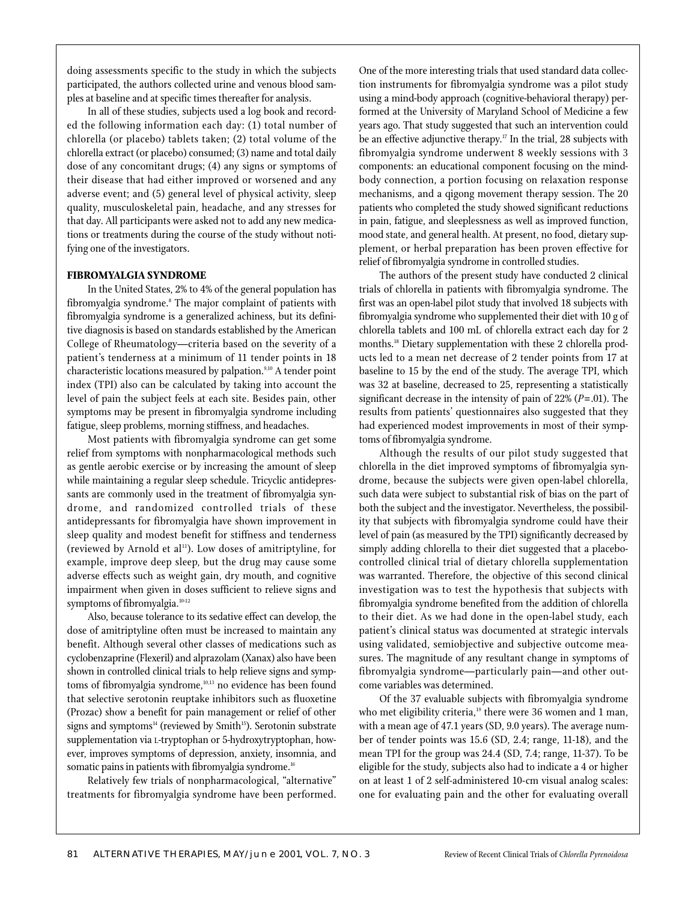doing assessments specific to the study in which the subjects participated, the authors collected urine and venous blood samples at baseline and at specific times thereafter for analysis.

In all of these studies, subjects used a log book and recorded the following information each day: (1) total number of chlorella (or placebo) tablets taken; (2) total volume of the chlorella extract (or placebo) consumed; (3) name and total daily dose of any concomitant drugs; (4) any signs or symptoms of their disease that had either improved or worsened and any adverse event; and (5) general level of physical activity, sleep quality, musculoskeletal pain, headache, and any stresses for that day. All participants were asked not to add any new medications or treatments during the course of the study without notifying one of the investigators.

## FIBROMYALGIA SYNDROME

In the United States, 2% to 4% of the general population has fibromyalgia syndrome.[8] The major complaint of patients with fibromyalgia syndrome is a generalized achiness, but its definitive diagnosis is based on standards established by the American College of Rheumatology—criteria based on the severity of a patient's tenderness at a minimum of 11 tender points in 18 characteristic locations measured by palpation.[9,10] A tender point index (TPI) also can be calculated by taking into account the level of pain the subject feels at each site. Besides pain, other symptoms may be present in fibromyalgia syndrome including fatigue, sleep problems, morning stiffness, and headaches.

Most patients with fibromyalgia syndrome can get some relief from symptoms with nonpharmacological methods such as gentle aerobic exercise or by increasing the amount of sleep while maintaining a regular sleep schedule. Tricyclic antidepressants are commonly used in the treatment of fibromyalgia syndrome, and randomized controlled trials of these antidepressants for fibromyalgia have shown improvement in sleep quality and modest benefit for stiffness and tenderness (reviewed by Arnold et al[11]). Low doses of amitriptyline, for example, improve deep sleep, but the drug may cause some adverse effects such as weight gain, dry mouth, and cognitive impairment when given in doses sufficient to relieve signs and symptoms of fibromyalgia.[10-12]

Also, because tolerance to its sedative effect can develop, the dose of amitriptyline often must be increased to maintain any benefit. Although several other classes of medications such as cyclobenzaprine (Flexeril) and alprazolam (Xanax) also have been shown in controlled clinical trials to help relieve signs and symptoms of fibromyalgia syndrome,[10,13] no evidence has been found that selective serotonin reuptake inhibitors such as fluoxetine (Prozac) show a benefit for pain management or relief of other signs and symptoms[14] (reviewed by Smith[15]). Serotonin substrate supplementation via L-tryptophan or 5-hydroxytryptophan, however, improves symptoms of depression, anxiety, insomnia, and somatic pains in patients with fibromyalgia syndrome.[16]

Relatively few trials of nonpharmacological, "alternative" treatments for fibromyalgia syndrome have been performed. One of the more interesting trials that used standard data collection instruments for fibromyalgia syndrome was a pilot study using a mind-body approach (cognitive-behavioral therapy) performed at the University of Maryland School of Medicine a few years ago. That study suggested that such an intervention could be an effective adjunctive therapy.[17] In the trial, 28 subjects with fibromyalgia syndrome underwent 8 weekly sessions with 3 components: an educational component focusing on the mind-body connection, a portion focusing on relaxation response mechanisms, and a qigong movement therapy session. The 20 patients who completed the study showed significant reductions in pain, fatigue, and sleeplessness as well as improved function, mood state, and general health. At present, no food, dietary supplement, or herbal preparation has been proven effective for relief of fibromyalgia syndrome in controlled studies.

The authors of the present study have conducted 2 clinical trials of chlorella in patients with fibromyalgia syndrome. The first was an open-label pilot study that involved 18 subjects with fibromyalgia syndrome who supplemented their diet with 10 g of chlorella tablets and 100 mL of chlorella extract each day for 2 months.[18] Dietary supplementation with these 2 chlorella products led to a mean net decrease of 2 tender points from 17 at baseline to 15 by the end of the study. The average TPI, which was 32 at baseline, decreased to 25, representing a statistically significant decrease in the intensity of pain of 22% ($P=.01$). The results from patients' questionnaires also suggested that they had experienced modest improvements in most of their symptoms of fibromyalgia syndrome.

Although the results of our pilot study suggested that chlorella in the diet improved symptoms of fibromyalgia syndrome, because the subjects were given open-label chlorella, such data were subject to substantial risk of bias on the part of both the subject and the investigator. Nevertheless, the possibility that subjects with fibromyalgia syndrome could have their level of pain (as measured by the TPI) significantly decreased by simply adding chlorella to their diet suggested that a placebo-controlled clinical trial of dietary chlorella supplementation was warranted. Therefore, the objective of this second clinical investigation was to test the hypothesis that subjects with fibromyalgia syndrome benefited from the addition of chlorella to their diet. As we had done in the open-label study, each patient's clinical status was documented at strategic intervals using validated, semiobjective and subjective outcome measures. The magnitude of any resultant change in symptoms of fibromyalgia syndrome—particularly pain—and other outcome variables was determined.

Of the 37 evaluable subjects with fibromyalgia syndrome who met eligibility criteria,[19] there were 36 women and 1 man, with a mean age of 47.1 years (SD, 9.0 years). The average number of tender points was 15.6 (SD, 2.4; range, 11-18), and the mean TPI for the group was 24.4 (SD, 7.4; range, 11-37). To be eligible for the study, subjects also had to indicate a 4 or higher on at least 1 of 2 self-administered 10-cm visual analog scales: one for evaluating pain and the other for evaluating overall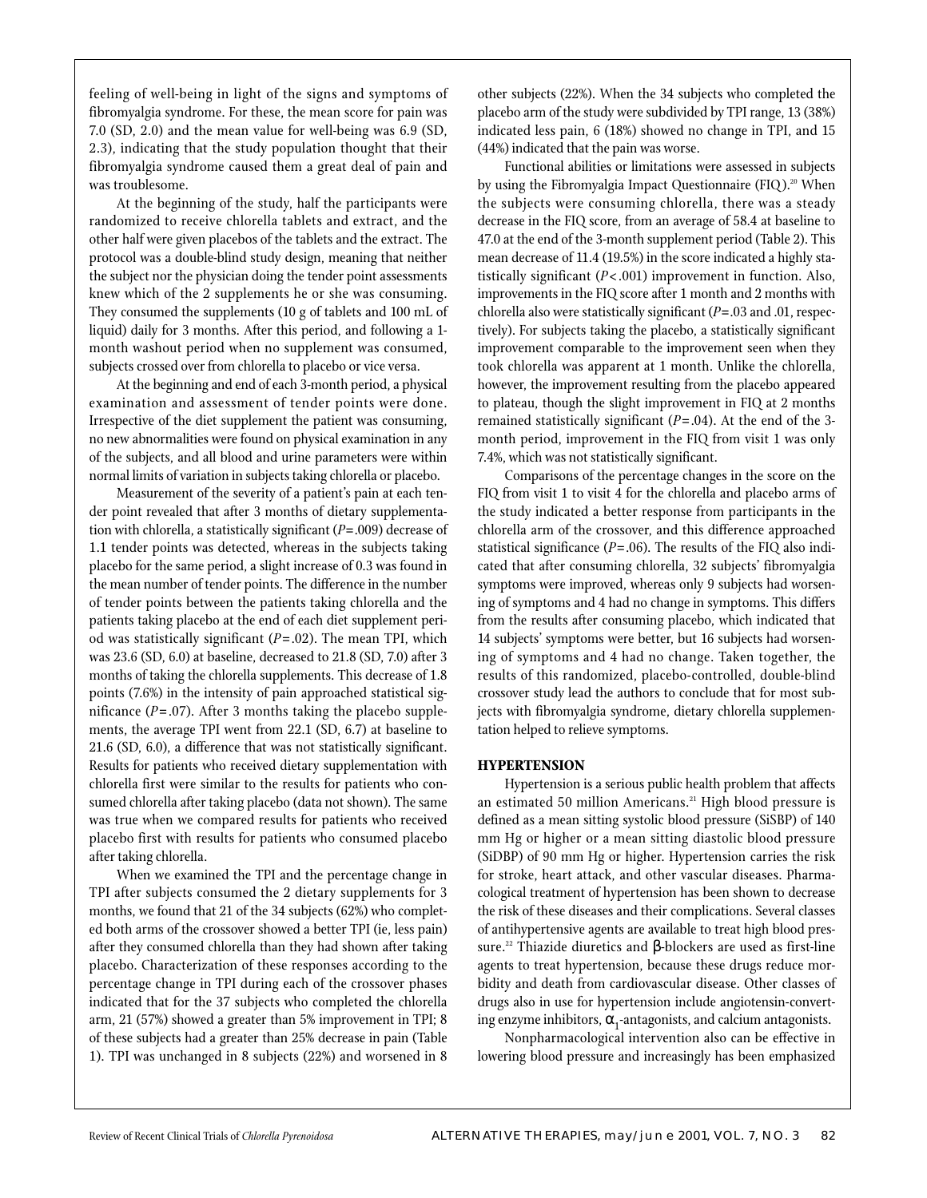feeling of well-being in light of the signs and symptoms of fibromyalgia syndrome. For these, the mean score for pain was 7.0 (SD, 2.0) and the mean value for well-being was 6.9 (SD, 2.3), indicating that the study population thought that their fibromyalgia syndrome caused them a great deal of pain and was troublesome.

At the beginning of the study, half the participants were randomized to receive chlorella tablets and extract, and the other half were given placebos of the tablets and the extract. The protocol was a double-blind study design, meaning that neither the subject nor the physician doing the tender point assessments knew which of the 2 supplements he or she was consuming. They consumed the supplements (10 g of tablets and 100 mL of liquid) daily for 3 months. After this period, and following a 1-month washout period when no supplement was consumed, subjects crossed over from chlorella to placebo or vice versa.

At the beginning and end of each 3-month period, a physical examination and assessment of tender points were done. Irrespective of the diet supplement the patient was consuming, no new abnormalities were found on physical examination in any of the subjects, and all blood and urine parameters were within normal limits of variation in subjects taking chlorella or placebo.

Measurement of the severity of a patient's pain at each tender point revealed that after 3 months of dietary supplementation with chlorella, a statistically significant ($P = .009$) decrease of 1.1 tender points was detected, whereas in the subjects taking placebo for the same period, a slight increase of 0.3 was found in the mean number of tender points. The difference in the number of tender points between the patients taking chlorella and the patients taking placebo at the end of each diet supplement period was statistically significant ($P = .02$). The mean TPI, which was 23.6 (SD, 6.0) at baseline, decreased to 21.8 (SD, 7.0) after 3 months of taking the chlorella supplements. This decrease of 1.8 points (7.6%) in the intensity of pain approached statistical significance ($P = .07$). After 3 months taking the placebo supplements, the average TPI went from 22.1 (SD, 6.7) at baseline to 21.6 (SD, 6.0), a difference that was not statistically significant. Results for patients who received dietary supplementation with chlorella first were similar to the results for patients who consumed chlorella after taking placebo (data not shown). The same was true when we compared results for patients who received placebo first with results for patients who consumed placebo after taking chlorella.

When we examined the TPI and the percentage change in TPI after subjects consumed the 2 dietary supplements for 3 months, we found that 21 of the 34 subjects (62%) who completed both arms of the crossover showed a better TPI (ie, less pain) after they consumed chlorella than they had shown after taking placebo. Characterization of these responses according to the percentage change in TPI during each of the crossover phases indicated that for the 37 subjects who completed the chlorella arm, 21 (57%) showed a greater than 5% improvement in TPI; 8 of these subjects had a greater than 25% decrease in pain (Table 1). TPI was unchanged in 8 subjects (22%) and worsened in 8 other subjects (22%). When the 34 subjects who completed the placebo arm of the study were subdivided by TPI range, 13 (38%) indicated less pain, 6 (18%) showed no change in TPI, and 15 (44%) indicated that the pain was worse.

Functional abilities or limitations were assessed in subjects by using the Fibromyalgia Impact Questionnaire (FIQ).[20] When the subjects were consuming chlorella, there was a steady decrease in the FIQ score, from an average of 58.4 at baseline to 47.0 at the end of the 3-month supplement period (Table 2). This mean decrease of 11.4 (19.5%) in the score indicated a highly statistically significant ($P < .001$) improvement in function. Also, improvements in the FIQ score after 1 month and 2 months with chlorella also were statistically significant ($P = .03$ and .01, respectively). For subjects taking the placebo, a statistically significant improvement comparable to the improvement seen when they took chlorella was apparent at 1 month. Unlike the chlorella, however, the improvement resulting from the placebo appeared to plateau, though the slight improvement in FIQ at 2 months remained statistically significant ($P = .04$). At the end of the 3-month period, improvement in the FIQ from visit 1 was only 7.4%, which was not statistically significant.

Comparisons of the percentage changes in the score on the FIQ from visit 1 to visit 4 for the chlorella and placebo arms of the study indicated a better response from participants in the chlorella arm of the crossover, and this difference approached statistical significance ($P = .06$). The results of the FIQ also indicated that after consuming chlorella, 32 subjects' fibromyalgia symptoms were improved, whereas only 9 subjects had worsening of symptoms and 4 had no change in symptoms. This differs from the results after consuming placebo, which indicated that 14 subjects' symptoms were better, but 16 subjects had worsening of symptoms and 4 had no change. Taken together, the results of this randomized, placebo-controlled, double-blind crossover study lead the authors to conclude that for most subjects with fibromyalgia syndrome, dietary chlorella supplementation helped to relieve symptoms.

## HYPERTENSION

Hypertension is a serious public health problem that affects an estimated 50 million Americans.[21] High blood pressure is defined as a mean sitting systolic blood pressure (SiSBP) of 140 mm Hg or higher or a mean sitting diastolic blood pressure (SiDBP) of 90 mm Hg or higher. Hypertension carries the risk for stroke, heart attack, and other vascular diseases. Pharmacological treatment of hypertension has been shown to decrease the risk of these diseases and their complications. Several classes of antihypertensive agents are available to treat high blood pressure.[22] Thiazide diuretics and β-blockers are used as first-line agents to treat hypertension, because these drugs reduce morbidity and death from cardiovascular disease. Other classes of drugs also in use for hypertension include angiotensin-converting enzyme inhibitors, $\alpha_1$-antagonists, and calcium antagonists.

Nonpharmacological intervention also can be effective in lowering blood pressure and increasingly has been emphasized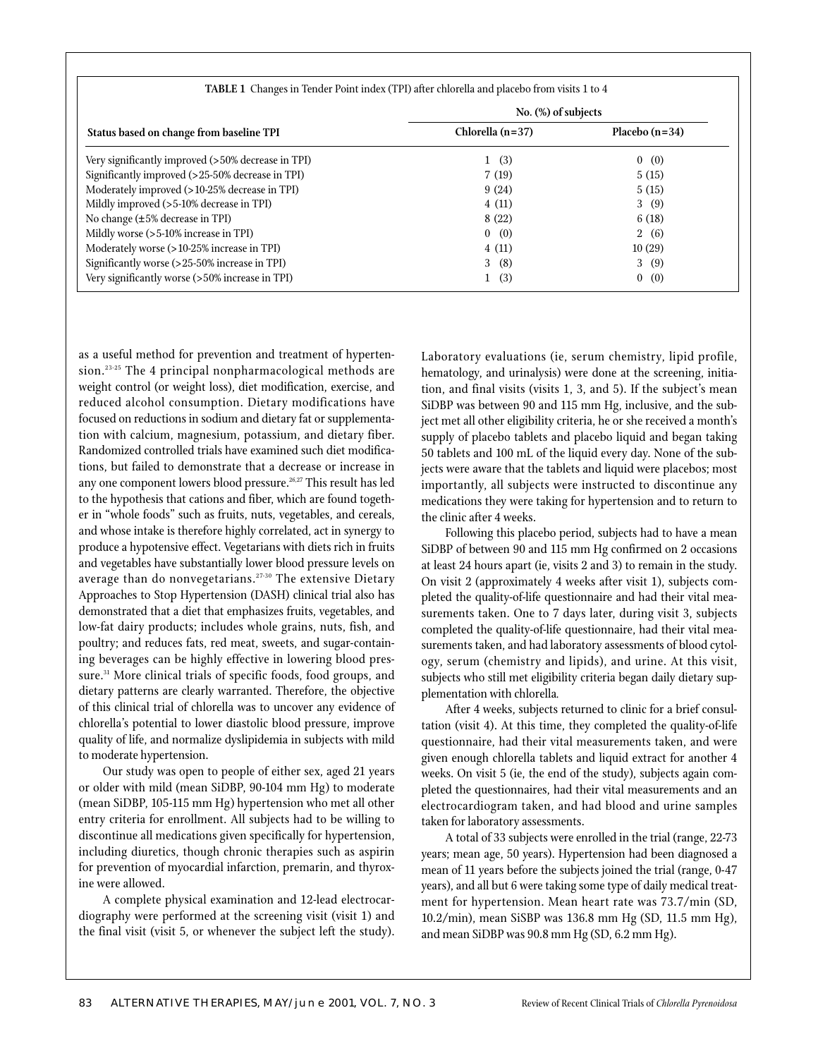**TABLE 1** Changes in Tender Point index (TPI) after chlorella and placebo from visits 1 to 4

| Status based on change from baseline TPI | No. (%) of subjects | |
|---|---|---|
| | Chlorella (n=37) | Placebo (n=34) |
| Very significantly improved (>50% decrease in TPI) | 1 (3) | 0 (0) |
| Significantly improved (>25-50% decrease in TPI) | 7 (19) | 5 (15) |
| Moderately improved (>10-25% decrease in TPI) | 9 (24) | 5 (15) |
| Mildly improved (>5-10% decrease in TPI) | 4 (11) | 3 (9) |
| No change (±5% decrease in TPI) | 8 (22) | 6 (18) |
| Mildly worse (>5-10% increase in TPI) | 0 (0) | 2 (6) |
| Moderately worse (>10-25% increase in TPI) | 4 (11) | 10 (29) |
| Significantly worse (>25-50% increase in TPI) | 3 (8) | 3 (9) |
| Very significantly worse (>50% increase in TPI) | 1 (3) | 0 (0) |

as a useful method for prevention and treatment of hypertension.[23-25] The 4 principal nonpharmacological methods are weight control (or weight loss), diet modification, exercise, and reduced alcohol consumption. Dietary modifications have focused on reductions in sodium and dietary fat or supplementation with calcium, magnesium, potassium, and dietary fiber. Randomized controlled trials have examined such diet modifications, but failed to demonstrate that a decrease or increase in any one component lowers blood pressure.[26,27] This result has led to the hypothesis that cations and fiber, which are found together in "whole foods" such as fruits, nuts, vegetables, and cereals, and whose intake is therefore highly correlated, act in synergy to produce a hypotensive effect. Vegetarians with diets rich in fruits and vegetables have substantially lower blood pressure levels on average than do nonvegetarians.[27-30] The extensive Dietary Approaches to Stop Hypertension (DASH) clinical trial also has demonstrated that a diet that emphasizes fruits, vegetables, and low-fat dairy products; includes whole grains, nuts, fish, and poultry; and reduces fats, red meat, sweets, and sugar-containing beverages can be highly effective in lowering blood pressure.[31] More clinical trials of specific foods, food groups, and dietary patterns are clearly warranted. Therefore, the objective of this clinical trial of chlorella was to uncover any evidence of chlorella's potential to lower diastolic blood pressure, improve quality of life, and normalize dyslipidemia in subjects with mild to moderate hypertension.

Our study was open to people of either sex, aged 21 years or older with mild (mean SiDBP, 90-104 mm Hg) to moderate (mean SiDBP, 105-115 mm Hg) hypertension who met all other entry criteria for enrollment. All subjects had to be willing to discontinue all medications given specifically for hypertension, including diuretics, though chronic therapies such as aspirin for prevention of myocardial infarction, premarin, and thyroxine were allowed.

A complete physical examination and 12-lead electrocardiography were performed at the screening visit (visit 1) and the final visit (visit 5, or whenever the subject left the study). Laboratory evaluations (ie, serum chemistry, lipid profile, hematology, and urinalysis) were done at the screening, initiation, and final visits (visits 1, 3, and 5). If the subject's mean SiDBP was between 90 and 115 mm Hg, inclusive, and the subject met all other eligibility criteria, he or she received a month's supply of placebo tablets and placebo liquid and began taking 50 tablets and 100 mL of the liquid every day. None of the subjects were aware that the tablets and liquid were placebos; most importantly, all subjects were instructed to discontinue any medications they were taking for hypertension and to return to the clinic after 4 weeks.

Following this placebo period, subjects had to have a mean SiDBP of between 90 and 115 mm Hg confirmed on 2 occasions at least 24 hours apart (ie, visits 2 and 3) to remain in the study. On visit 2 (approximately 4 weeks after visit 1), subjects completed the quality-of-life questionnaire and had their vital measurements taken. One to 7 days later, during visit 3, subjects completed the quality-of-life questionnaire, had their vital measurements taken, and had laboratory assessments of blood cytology, serum (chemistry and lipids), and urine. At this visit, subjects who still met eligibility criteria began daily dietary supplementation with chlorella.

After 4 weeks, subjects returned to clinic for a brief consultation (visit 4). At this time, they completed the quality-of-life questionnaire, had their vital measurements taken, and were given enough chlorella tablets and liquid extract for another 4 weeks. On visit 5 (ie, the end of the study), subjects again completed the questionnaires, had their vital measurements and an electrocardiogram taken, and had blood and urine samples taken for laboratory assessments.

A total of 33 subjects were enrolled in the trial (range, 22-73 years; mean age, 50 years). Hypertension had been diagnosed a mean of 11 years before the subjects joined the trial (range, 0-47 years), and all but 6 were taking some type of daily medical treatment for hypertension. Mean heart rate was 73.7/min (SD, 10.2/min), mean SiSBP was 136.8 mm Hg (SD, 11.5 mm Hg), and mean SiDBP was 90.8 mm Hg (SD, 6.2 mm Hg).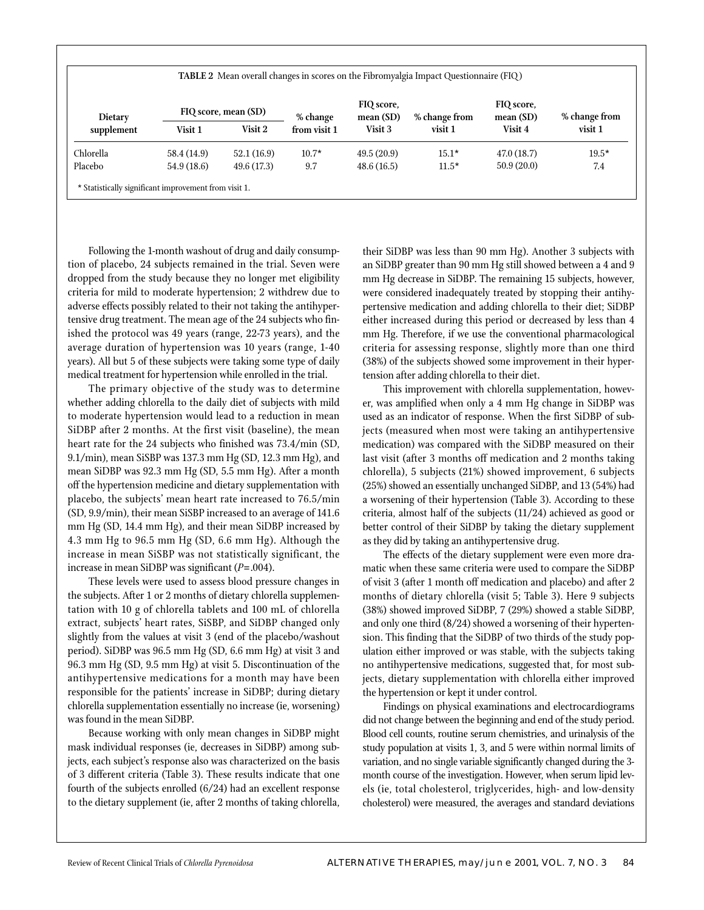**TABLE 2** Mean overall changes in scores on the Fibromyalgia Impact Questionnaire (FIQ)

| Dietary supplement | FIQ score, mean (SD) Visit 1 | FIQ score, mean (SD) Visit 2 | % change from visit 1 | FIQ score, mean (SD) Visit 3 | % change from visit 1 | FIQ score, mean (SD) Visit 4 | % change from visit 1 |
|---|---|---|---|---|---|---|---|
| Chlorella | 58.4 (14.9) | 52.1 (16.9) | 10.7* | 49.5 (20.9) | 15.1* | 47.0 (18.7) | 19.5* |
| Placebo | 54.9 (18.6) | 49.6 (17.3) | 9.7 | 48.6 (16.5) | 11.5* | 50.9 (20.0) | 7.4 |

\* Statistically significant improvement from visit 1.

Following the 1-month washout of drug and daily consumption of placebo, 24 subjects remained in the trial. Seven were dropped from the study because they no longer met eligibility criteria for mild to moderate hypertension; 2 withdrew due to adverse effects possibly related to their not taking the antihypertensive drug treatment. The mean age of the 24 subjects who finished the protocol was 49 years (range, 22-73 years), and the average duration of hypertension was 10 years (range, 1-40 years). All but 5 of these subjects were taking some type of daily medical treatment for hypertension while enrolled in the trial.

The primary objective of the study was to determine whether adding chlorella to the daily diet of subjects with mild to moderate hypertension would lead to a reduction in mean SiDBP after 2 months. At the first visit (baseline), the mean heart rate for the 24 subjects who finished was 73.4/min (SD, 9.1/min), mean SiSBP was 137.3 mm Hg (SD, 12.3 mm Hg), and mean SiDBP was 92.3 mm Hg (SD, 5.5 mm Hg). After a month off the hypertension medicine and dietary supplementation with placebo, the subjects' mean heart rate increased to 76.5/min (SD, 9.9/min), their mean SiSBP increased to an average of 141.6 mm Hg (SD, 14.4 mm Hg), and their mean SiDBP increased by 4.3 mm Hg to 96.5 mm Hg (SD, 6.6 mm Hg). Although the increase in mean SiSBP was not statistically significant, the increase in mean SiDBP was significant ($P=.004$).

These levels were used to assess blood pressure changes in the subjects. After 1 or 2 months of dietary chlorella supplementation with 10 g of chlorella tablets and 100 mL of chlorella extract, subjects' heart rates, SiSBP, and SiDBP changed only slightly from the values at visit 3 (end of the placebo/washout period). SiDBP was 96.5 mm Hg (SD, 6.6 mm Hg) at visit 3 and 96.3 mm Hg (SD, 9.5 mm Hg) at visit 5. Discontinuation of the antihypertensive medications for a month may have been responsible for the patients' increase in SiDBP; during dietary chlorella supplementation essentially no increase (ie, worsening) was found in the mean SiDBP.

Because working with only mean changes in SiDBP might mask individual responses (ie, decreases in SiDBP) among subjects, each subject's response also was characterized on the basis of 3 different criteria (Table 3). These results indicate that one fourth of the subjects enrolled (6/24) had an excellent response to the dietary supplement (ie, after 2 months of taking chlorella, their SiDBP was less than 90 mm Hg). Another 3 subjects with an SiDBP greater than 90 mm Hg still showed between a 4 and 9 mm Hg decrease in SiDBP. The remaining 15 subjects, however, were considered inadequately treated by stopping their antihypertensive medication and adding chlorella to their diet; SiDBP either increased during this period or decreased by less than 4 mm Hg. Therefore, if we use the conventional pharmacological criteria for assessing response, slightly more than one third (38%) of the subjects showed some improvement in their hypertension after adding chlorella to their diet.

This improvement with chlorella supplementation, however, was amplified when only a 4 mm Hg change in SiDBP was used as an indicator of response. When the first SiDBP of subjects (measured when most were taking an antihypertensive medication) was compared with the SiDBP measured on their last visit (after 3 months off medication and 2 months taking chlorella), 5 subjects (21%) showed improvement, 6 subjects (25%) showed an essentially unchanged SiDBP, and 13 (54%) had a worsening of their hypertension (Table 3). According to these criteria, almost half of the subjects (11/24) achieved as good or better control of their SiDBP by taking the dietary supplement as they did by taking an antihypertensive drug.

The effects of the dietary supplement were even more dramatic when these same criteria were used to compare the SiDBP of visit 3 (after 1 month off medication and placebo) and after 2 months of dietary chlorella (visit 5; Table 3). Here 9 subjects (38%) showed improved SiDBP, 7 (29%) showed a stable SiDBP, and only one third (8/24) showed a worsening of their hypertension. This finding that the SiDBP of two thirds of the study population either improved or was stable, with the subjects taking no antihypertensive medications, suggested that, for most subjects, dietary supplementation with chlorella either improved the hypertension or kept it under control.

Findings on physical examinations and electrocardiograms did not change between the beginning and end of the study period. Blood cell counts, routine serum chemistries, and urinalysis of the study population at visits 1, 3, and 5 were within normal limits of variation, and no single variable significantly changed during the 3-month course of the investigation. However, when serum lipid levels (ie, total cholesterol, triglycerides, high- and low-density cholesterol) were measured, the averages and standard deviations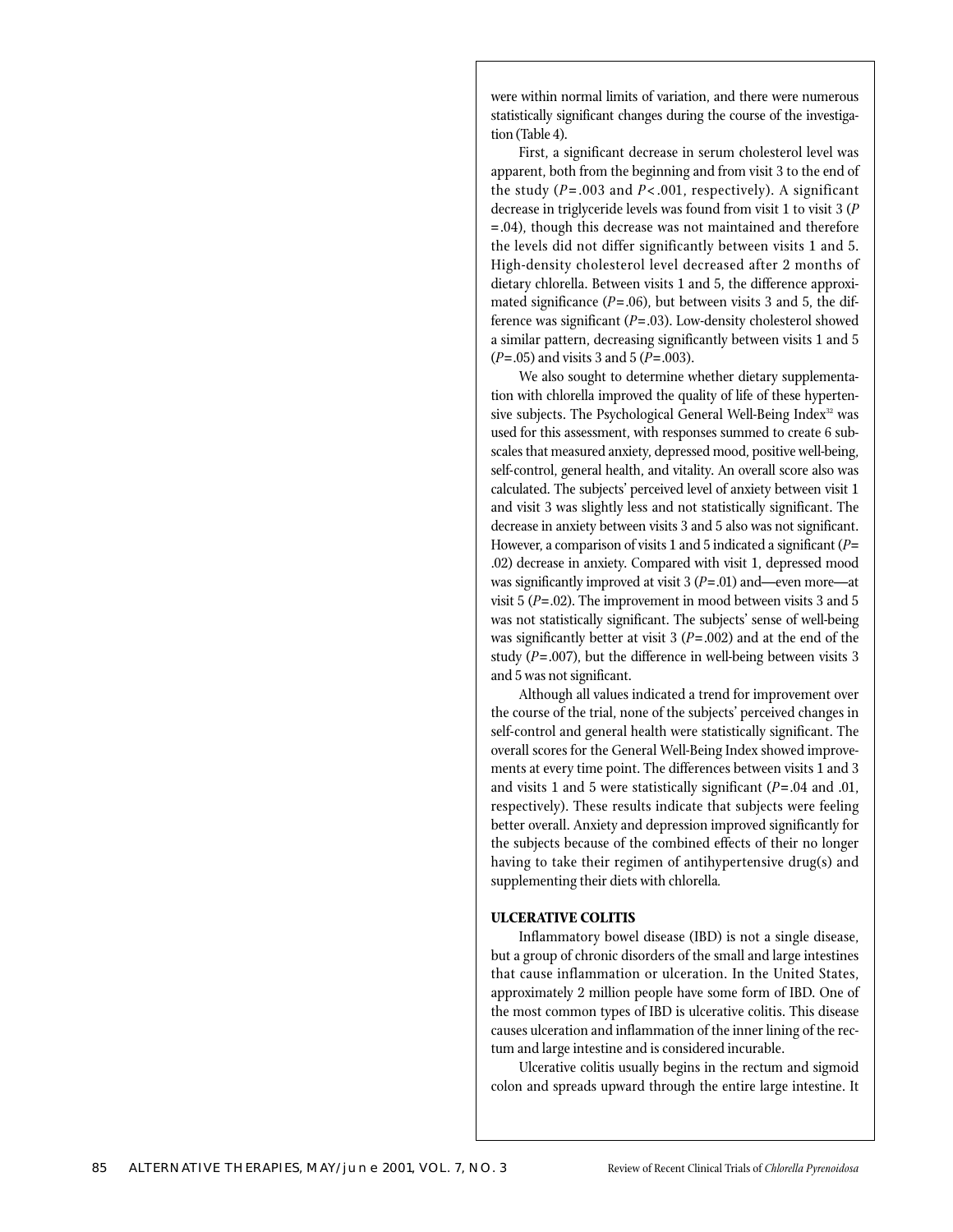were within normal limits of variation, and there were numerous statistically significant changes during the course of the investigation (Table 4).

First, a significant decrease in serum cholesterol level was apparent, both from the beginning and from visit 3 to the end of the study ($P = .003$ and $P < .001$, respectively). A significant decrease in triglyceride levels was found from visit 1 to visit 3 ($P = .04$), though this decrease was not maintained and therefore the levels did not differ significantly between visits 1 and 5. High-density cholesterol level decreased after 2 months of dietary chlorella. Between visits 1 and 5, the difference approximated significance ($P = .06$), but between visits 3 and 5, the difference was significant ($P = .03$). Low-density cholesterol showed a similar pattern, decreasing significantly between visits 1 and 5 ($P = .05$) and visits 3 and 5 ($P = .003$).

We also sought to determine whether dietary supplementation with chlorella improved the quality of life of these hypertensive subjects. The Psychological General Well-Being Index[32] was used for this assessment, with responses summed to create 6 subscales that measured anxiety, depressed mood, positive well-being, self-control, general health, and vitality. An overall score also was calculated. The subjects' perceived level of anxiety between visit 1 and visit 3 was slightly less and not statistically significant. The decrease in anxiety between visits 3 and 5 also was not significant. However, a comparison of visits 1 and 5 indicated a significant ($P = .02$) decrease in anxiety. Compared with visit 1, depressed mood was significantly improved at visit 3 ($P = .01$) and—even more—at visit 5 ($P = .02$). The improvement in mood between visits 3 and 5 was not statistically significant. The subjects' sense of well-being was significantly better at visit 3 ($P = .002$) and at the end of the study ($P = .007$), but the difference in well-being between visits 3 and 5 was not significant.

Although all values indicated a trend for improvement over the course of the trial, none of the subjects' perceived changes in self-control and general health were statistically significant. The overall scores for the General Well-Being Index showed improvements at every time point. The differences between visits 1 and 3 and visits 1 and 5 were statistically significant ($P = .04$ and $.01$, respectively). These results indicate that subjects were feeling better overall. Anxiety and depression improved significantly for the subjects because of the combined effects of their no longer having to take their regimen of antihypertensive drug(s) and supplementing their diets with chlorella.

## ULCERATIVE COLITIS

Inflammatory bowel disease (IBD) is not a single disease, but a group of chronic disorders of the small and large intestines that cause inflammation or ulceration. In the United States, approximately 2 million people have some form of IBD. One of the most common types of IBD is ulcerative colitis. This disease causes ulceration and inflammation of the inner lining of the rectum and large intestine and is considered incurable.

Ulcerative colitis usually begins in the rectum and sigmoid colon and spreads upward through the entire large intestine. It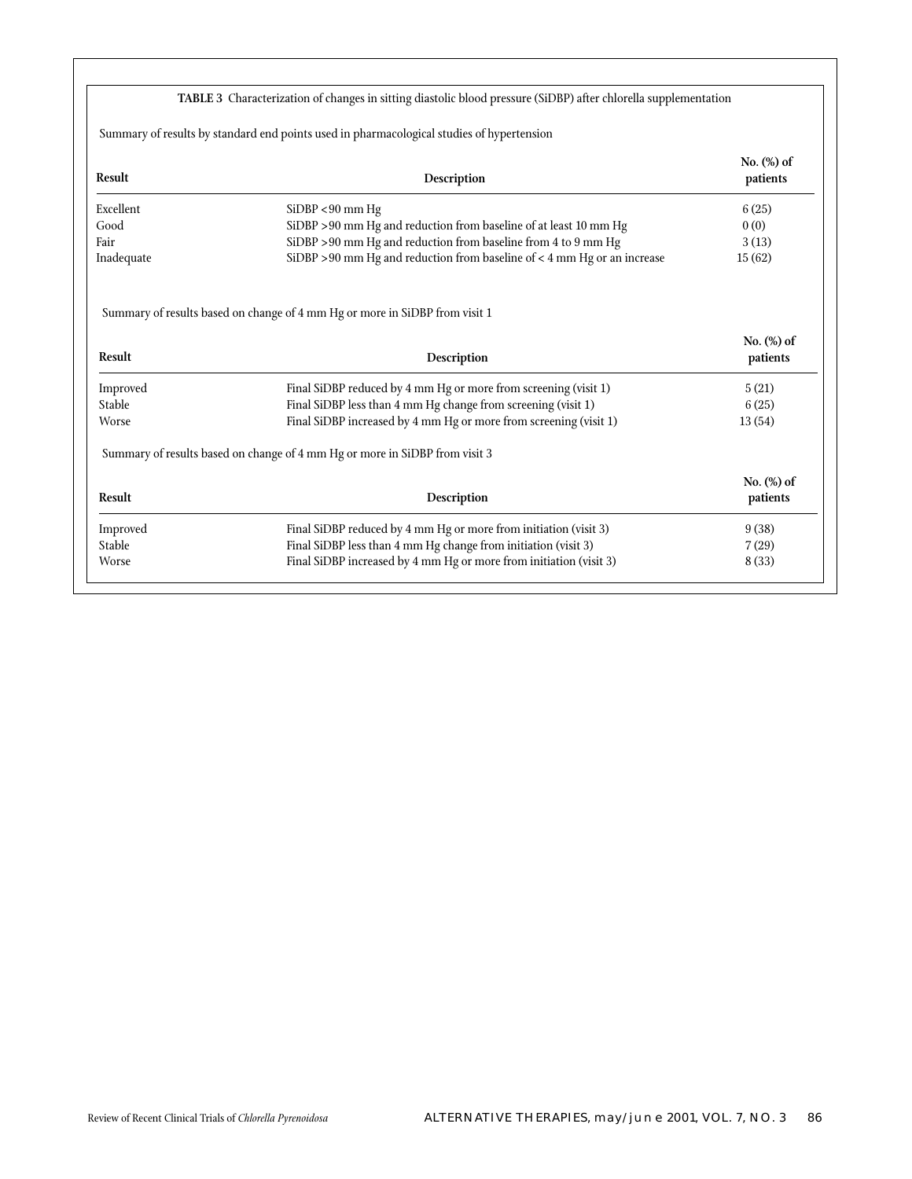**TABLE 3** Characterization of changes in sitting diastolic blood pressure (SiDBP) after chlorella supplementation

Summary of results by standard end points used in pharmacological studies of hypertension

| Result | Description | No. (%) of patients |
|---|---|---|
| Excellent | SiDBP <90 mm Hg | 6 (25) |
| Good | SiDBP >90 mm Hg and reduction from baseline of at least 10 mm Hg | 0 (0) |
| Fair | SiDBP >90 mm Hg and reduction from baseline from 4 to 9 mm Hg | 3 (13) |
| Inadequate | SiDBP >90 mm Hg and reduction from baseline of < 4 mm Hg or an increase | 15 (62) |

Summary of results based on change of 4 mm Hg or more in SiDBP from visit 1

| Result | Description | No. (%) of patients |
|---|---|---|
| Improved | Final SiDBP reduced by 4 mm Hg or more from screening (visit 1) | 5 (21) |
| Stable | Final SiDBP less than 4 mm Hg change from screening (visit 1) | 6 (25) |
| Worse | Final SiDBP increased by 4 mm Hg or more from screening (visit 1) | 13 (54) |

Summary of results based on change of 4 mm Hg or more in SiDBP from visit 3

| Result | Description | No. (%) of patients |
|---|---|---|
| Improved | Final SiDBP reduced by 4 mm Hg or more from initiation (visit 3) | 9 (38) |
| Stable | Final SiDBP less than 4 mm Hg change from initiation (visit 3) | 7 (29) |
| Worse | Final SiDBP increased by 4 mm Hg or more from initiation (visit 3) | 8 (33) |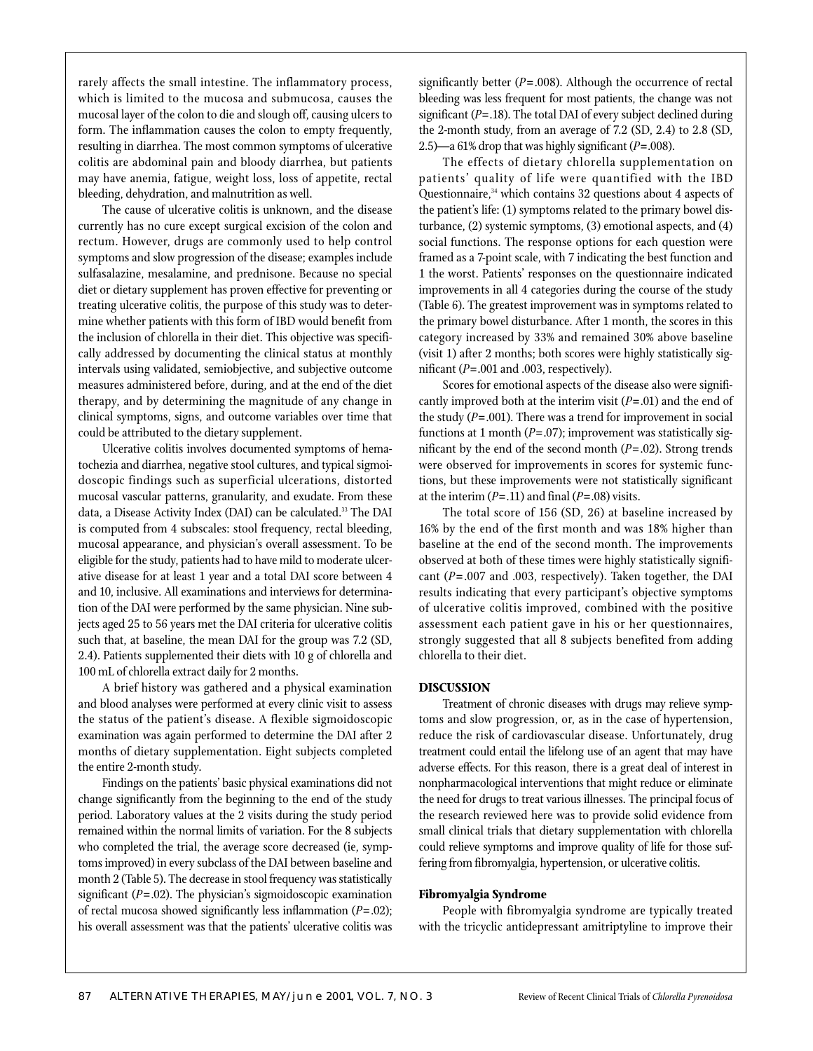rarely affects the small intestine. The inflammatory process, which is limited to the mucosa and submucosa, causes the mucosal layer of the colon to die and slough off, causing ulcers to form. The inflammation causes the colon to empty frequently, resulting in diarrhea. The most common symptoms of ulcerative colitis are abdominal pain and bloody diarrhea, but patients may have anemia, fatigue, weight loss, loss of appetite, rectal bleeding, dehydration, and malnutrition as well.

The cause of ulcerative colitis is unknown, and the disease currently has no cure except surgical excision of the colon and rectum. However, drugs are commonly used to help control symptoms and slow progression of the disease; examples include sulfasalazine, mesalamine, and prednisone. Because no special diet or dietary supplement has proven effective for preventing or treating ulcerative colitis, the purpose of this study was to determine whether patients with this form of IBD would benefit from the inclusion of chlorella in their diet. This objective was specifically addressed by documenting the clinical status at monthly intervals using validated, semiobjective, and subjective outcome measures administered before, during, and at the end of the diet therapy, and by determining the magnitude of any change in clinical symptoms, signs, and outcome variables over time that could be attributed to the dietary supplement.

Ulcerative colitis involves documented symptoms of hematochezia and diarrhea, negative stool cultures, and typical sigmoidoscopic findings such as superficial ulcerations, distorted mucosal vascular patterns, granularity, and exudate. From these data, a Disease Activity Index (DAI) can be calculated.[33] The DAI is computed from 4 subscales: stool frequency, rectal bleeding, mucosal appearance, and physician's overall assessment. To be eligible for the study, patients had to have mild to moderate ulcerative disease for at least 1 year and a total DAI score between 4 and 10, inclusive. All examinations and interviews for determination of the DAI were performed by the same physician. Nine subjects aged 25 to 56 years met the DAI criteria for ulcerative colitis such that, at baseline, the mean DAI for the group was 7.2 (SD, 2.4). Patients supplemented their diets with 10 g of chlorella and 100 mL of chlorella extract daily for 2 months.

A brief history was gathered and a physical examination and blood analyses were performed at every clinic visit to assess the status of the patient's disease. A flexible sigmoidoscopic examination was again performed to determine the DAI after 2 months of dietary supplementation. Eight subjects completed the entire 2-month study.

Findings on the patients' basic physical examinations did not change significantly from the beginning to the end of the study period. Laboratory values at the 2 visits during the study period remained within the normal limits of variation. For the 8 subjects who completed the trial, the average score decreased (ie, symptoms improved) in every subclass of the DAI between baseline and month 2 (Table 5). The decrease in stool frequency was statistically significant ($P=.02$). The physician's sigmoidoscopic examination of rectal mucosa showed significantly less inflammation ($P=.02$); his overall assessment was that the patients' ulcerative colitis was significantly better ($P=.008$). Although the occurrence of rectal bleeding was less frequent for most patients, the change was not significant ($P=.18$). The total DAI of every subject declined during the 2-month study, from an average of 7.2 (SD, 2.4) to 2.8 (SD, 2.5)—a 61% drop that was highly significant ($P=.008$).

The effects of dietary chlorella supplementation on patients' quality of life were quantified with the IBD Questionnaire,[34] which contains 32 questions about 4 aspects of the patient's life: (1) symptoms related to the primary bowel disturbance, (2) systemic symptoms, (3) emotional aspects, and (4) social functions. The response options for each question were framed as a 7-point scale, with 7 indicating the best function and 1 the worst. Patients' responses on the questionnaire indicated improvements in all 4 categories during the course of the study (Table 6). The greatest improvement was in symptoms related to the primary bowel disturbance. After 1 month, the scores in this category increased by 33% and remained 30% above baseline (visit 1) after 2 months; both scores were highly statistically significant ($P=.001$ and .003, respectively).

Scores for emotional aspects of the disease also were significantly improved both at the interim visit ($P=.01$) and the end of the study ($P=.001$). There was a trend for improvement in social functions at 1 month ($P=.07$); improvement was statistically significant by the end of the second month ($P=.02$). Strong trends were observed for improvements in scores for systemic functions, but these improvements were not statistically significant at the interim ($P=.11$) and final ($P=.08$) visits.

The total score of 156 (SD, 26) at baseline increased by 16% by the end of the first month and was 18% higher than baseline at the end of the second month. The improvements observed at both of these times were highly statistically significant ($P=.007$ and .003, respectively). Taken together, the DAI results indicating that every participant's objective symptoms of ulcerative colitis improved, combined with the positive assessment each patient gave in his or her questionnaires, strongly suggested that all 8 subjects benefited from adding chlorella to their diet.

## DISCUSSION

Treatment of chronic diseases with drugs may relieve symptoms and slow progression, or, as in the case of hypertension, reduce the risk of cardiovascular disease. Unfortunately, drug treatment could entail the lifelong use of an agent that may have adverse effects. For this reason, there is a great deal of interest in nonpharmacological interventions that might reduce or eliminate the need for drugs to treat various illnesses. The principal focus of the research reviewed here was to provide solid evidence from small clinical trials that dietary supplementation with chlorella could relieve symptoms and improve quality of life for those suffering from fibromyalgia, hypertension, or ulcerative colitis.

### Fibromyalgia Syndrome

People with fibromyalgia syndrome are typically treated with the tricyclic antidepressant amitriptyline to improve their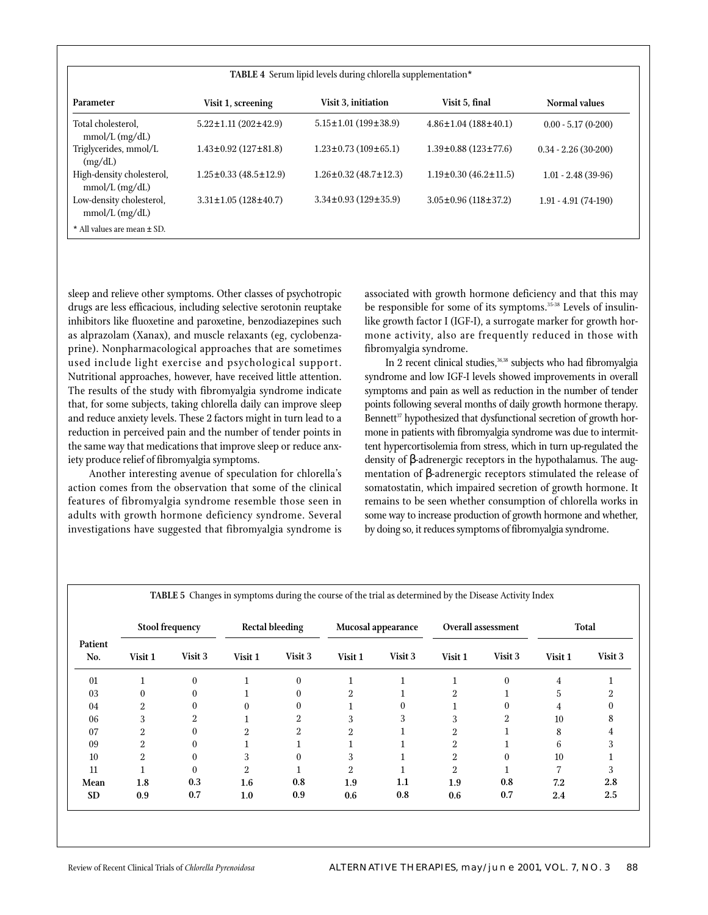**TABLE 4** Serum lipid levels during chlorella supplementation*

| Parameter | Visit 1, screening | Visit 3, initiation | Visit 5, final | Normal values |
|---|---|---|---|---|
| Total cholesterol, mmol/L (mg/dL) | 5.22±1.11 (202±42.9) | 5.15±1.01 (199±38.9) | 4.86±1.04 (188±40.1) | 0.00 - 5.17 (0-200) |
| Triglycerides, mmol/L (mg/dL) | 1.43±0.92 (127±81.8) | 1.23±0.73 (109±65.1) | 1.39±0.88 (123±77.6) | 0.34 - 2.26 (30-200) |
| High-density cholesterol, mmol/L (mg/dL) | 1.25±0.33 (48.5±12.9) | 1.26±0.32 (48.7±12.3) | 1.19±0.30 (46.2±11.5) | 1.01 - 2.48 (39-96) |
| Low-density cholesterol, mmol/L (mg/dL) | 3.31±1.05 (128±40.7) | 3.34±0.93 (129±35.9) | 3.05±0.96 (118±37.2) | 1.91 - 4.91 (74-190) |

* All values are mean ± SD.

sleep and relieve other symptoms. Other classes of psychotropic drugs are less efficacious, including selective serotonin reuptake inhibitors like fluoxetine and paroxetine, benzodiazepines such as alprazolam (Xanax), and muscle relaxants (eg, cyclobenzaprine). Nonpharmacological approaches that are sometimes used include light exercise and psychological support. Nutritional approaches, however, have received little attention. The results of the study with fibromyalgia syndrome indicate that, for some subjects, taking chlorella daily can improve sleep and reduce anxiety levels. These 2 factors might in turn lead to a reduction in perceived pain and the number of tender points in the same way that medications that improve sleep or reduce anxiety produce relief of fibromyalgia symptoms.

Another interesting avenue of speculation for chlorella's action comes from the observation that some of the clinical features of fibromyalgia syndrome resemble those seen in adults with growth hormone deficiency syndrome. Several investigations have suggested that fibromyalgia syndrome is associated with growth hormone deficiency and that this may be responsible for some of its symptoms.[35-38] Levels of insulin-like growth factor I (IGF-I), a surrogate marker for growth hormone activity, also are frequently reduced in those with fibromyalgia syndrome.

In 2 recent clinical studies,[36,38] subjects who had fibromyalgia syndrome and low IGF-I levels showed improvements in overall symptoms and pain as well as reduction in the number of tender points following several months of daily growth hormone therapy. Bennett[37] hypothesized that dysfunctional secretion of growth hormone in patients with fibromyalgia syndrome was due to intermittent hypercortisolemia from stress, which in turn up-regulated the density of β-adrenergic receptors in the hypothalamus. The augmentation of β-adrenergic receptors stimulated the release of somatostatin, which impaired secretion of growth hormone. It remains to be seen whether consumption of chlorella works in some way to increase production of growth hormone and whether, by doing so, it reduces symptoms of fibromyalgia syndrome.

**TABLE 5** Changes in symptoms during the course of the trial as determined by the Disease Activity Index

| Patient No. | Stool frequency | | Rectal bleeding | | Mucosal appearance | | Overall assessment | | Total | |
|---|---|---|---|---|---|---|---|---|---|---|
| | Visit 1 | Visit 3 | Visit 1 | Visit 3 | Visit 1 | Visit 3 | Visit 1 | Visit 3 | Visit 1 | Visit 3 |
| 01 | 1 | 0 | 1 | 0 | 1 | 1 | 1 | 0 | 4 | 1 |
| 03 | 0 | 0 | 1 | 0 | 2 | 1 | 2 | 1 | 5 | 2 |
| 04 | 2 | 0 | 0 | 0 | 1 | 0 | 1 | 0 | 4 | 0 |
| 06 | 3 | 2 | 1 | 2 | 3 | 3 | 3 | 2 | 10 | 8 |
| 07 | 2 | 0 | 2 | 2 | 2 | 1 | 2 | 1 | 8 | 4 |
| 09 | 2 | 0 | 1 | 1 | 1 | 1 | 2 | 1 | 6 | 3 |
| 10 | 2 | 0 | 3 | 0 | 3 | 1 | 2 | 0 | 10 | 1 |
| 11 | 1 | 0 | 2 | 1 | 2 | 1 | 2 | 1 | 7 | 3 |
| **Mean** | **1.8** | **0.3** | **1.6** | **0.8** | **1.9** | **1.1** | **1.9** | **0.8** | **7.2** | **2.8** |
| **SD** | **0.9** | **0.7** | **1.0** | **0.9** | **0.6** | **0.8** | **0.6** | **0.7** | **2.4** | **2.5** |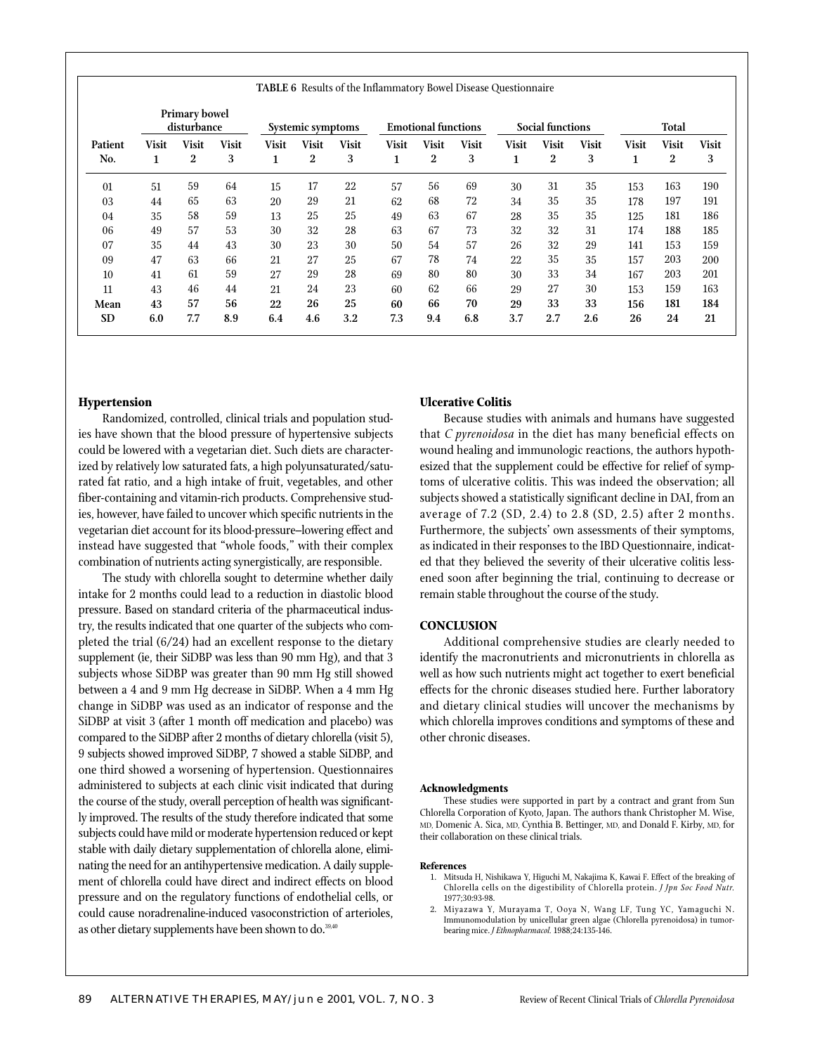**TABLE 6** Results of the Inflammatory Bowel Disease Questionnaire

| Patient No. | Primary bowel disturbance | | | Systemic symptoms | | | Emotional functions | | | Social functions | | | Total | | |
|---|---|---|---|---|---|---|---|---|---|---|---|---|---|---|---|
| | Visit 1 | Visit 2 | Visit 3 | Visit 1 | Visit 2 | Visit 3 | Visit 1 | Visit 2 | Visit 3 | Visit 1 | Visit 2 | Visit 3 | Visit 1 | Visit 2 | Visit 3 |
| 01 | 51 | 59 | 64 | 15 | 17 | 22 | 57 | 56 | 69 | 30 | 31 | 35 | 153 | 163 | 190 |
| 03 | 44 | 65 | 63 | 20 | 29 | 21 | 62 | 68 | 72 | 34 | 35 | 35 | 178 | 197 | 191 |
| 04 | 35 | 58 | 59 | 13 | 25 | 25 | 49 | 63 | 67 | 28 | 35 | 35 | 125 | 181 | 186 |
| 06 | 49 | 57 | 53 | 30 | 32 | 28 | 63 | 67 | 73 | 32 | 32 | 31 | 174 | 188 | 185 |
| 07 | 35 | 44 | 43 | 30 | 23 | 30 | 50 | 54 | 57 | 26 | 32 | 29 | 141 | 153 | 159 |
| 09 | 47 | 63 | 66 | 21 | 27 | 25 | 67 | 78 | 74 | 22 | 35 | 35 | 157 | 203 | 200 |
| 10 | 41 | 61 | 59 | 27 | 29 | 28 | 69 | 80 | 80 | 30 | 33 | 34 | 167 | 203 | 201 |
| 11 | 43 | 46 | 44 | 21 | 24 | 23 | 60 | 62 | 66 | 29 | 27 | 30 | 153 | 159 | 163 |
| **Mean** | **43** | **57** | **56** | **22** | **26** | **25** | **60** | **66** | **70** | **29** | **33** | **33** | **156** | **181** | **184** |
| **SD** | **6.0** | **7.7** | **8.9** | **6.4** | **4.6** | **3.2** | **7.3** | **9.4** | **6.8** | **3.7** | **2.7** | **2.6** | **26** | **24** | **21** |

### Hypertension

Randomized, controlled, clinical trials and population studies have shown that the blood pressure of hypertensive subjects could be lowered with a vegetarian diet. Such diets are characterized by relatively low saturated fats, a high polyunsaturated/saturated fat ratio, and a high intake of fruit, vegetables, and other fiber-containing and vitamin-rich products. Comprehensive studies, however, have failed to uncover which specific nutrients in the vegetarian diet account for its blood-pressure–lowering effect and instead have suggested that "whole foods," with their complex combination of nutrients acting synergistically, are responsible.

The study with chlorella sought to determine whether daily intake for 2 months could lead to a reduction in diastolic blood pressure. Based on standard criteria of the pharmaceutical industry, the results indicated that one quarter of the subjects who completed the trial (6/24) had an excellent response to the dietary supplement (ie, their SiDBP was less than 90 mm Hg), and that 3 subjects whose SiDBP was greater than 90 mm Hg still showed between a 4 and 9 mm Hg decrease in SiDBP. When a 4 mm Hg change in SiDBP was used as an indicator of response and the SiDBP at visit 3 (after 1 month off medication and placebo) was compared to the SiDBP after 2 months of dietary chlorella (visit 5), 9 subjects showed improved SiDBP, 7 showed a stable SiDBP, and one third showed a worsening of hypertension. Questionnaires administered to subjects at each clinic visit indicated that during the course of the study, overall perception of health was significantly improved. The results of the study therefore indicated that some subjects could have mild or moderate hypertension reduced or kept stable with daily dietary supplementation of chlorella alone, eliminating the need for an antihypertensive medication. A daily supplement of chlorella could have direct and indirect effects on blood pressure and on the regulatory functions of endothelial cells, or could cause noradrenaline-induced vasoconstriction of arterioles, as other dietary supplements have been shown to do.[39,40]

### Ulcerative Colitis

Because studies with animals and humans have suggested that *C pyrenoidosa* in the diet has many beneficial effects on wound healing and immunologic reactions, the authors hypothesized that the supplement could be effective for relief of symptoms of ulcerative colitis. This was indeed the observation; all subjects showed a statistically significant decline in DAI, from an average of 7.2 (SD, 2.4) to 2.8 (SD, 2.5) after 2 months. Furthermore, the subjects' own assessments of their symptoms, as indicated in their responses to the IBD Questionnaire, indicated that they believed the severity of their ulcerative colitis lessened soon after beginning the trial, continuing to decrease or remain stable throughout the course of the study.

## CONCLUSION

Additional comprehensive studies are clearly needed to identify the macronutrients and micronutrients in chlorella as well as how such nutrients might act together to exert beneficial effects for the chronic diseases studied here. Further laboratory and dietary clinical studies will uncover the mechanisms by which chlorella improves conditions and symptoms of these and other chronic diseases.

#### Acknowledgments

These studies were supported in part by a contract and grant from Sun Chlorella Corporation of Kyoto, Japan. The authors thank Christopher M. Wise, MD, Domenic A. Sica, MD, Cynthia B. Bettinger, MD, and Donald F. Kirby, MD, for their collaboration on these clinical trials.

#### References

1. Mitsuda H, Nishikawa Y, Higuchi M, Nakajima K, Kawai F. Effect of the breaking of Chlorella cells on the digestibility of Chlorella protein. *J Jpn Soc Food Nutr.* 1977;30:93-98.
2. Miyazawa Y, Murayama T, Ooya N, Wang LF, Tung YC, Yamaguchi N. Immunomodulation by unicellular green algae (Chlorella pyrenoidosa) in tumor-bearing mice. *J Ethnopharmacol.* 1988;24:135-146.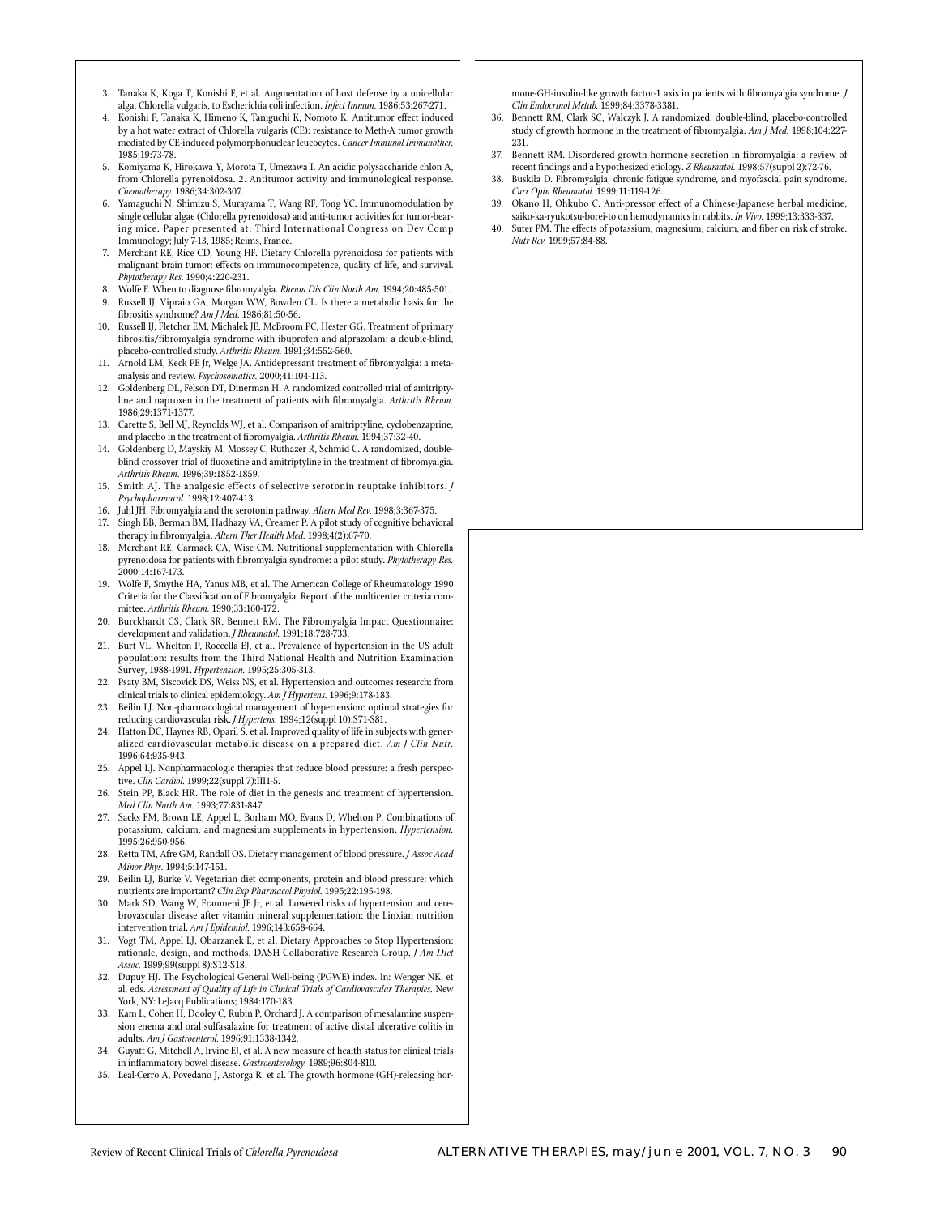3. Tanaka K, Koga T, Konishi F, et al. Augmentation of host defense by a unicellular alga, Chlorella vulgaris, to Escherichia coli infection. *Infect Immun.* 1986;53:267-271.
4. Konishi F, Tanaka K, Himeno K, Taniguchi K, Nomoto K. Antitumor effect induced by a hot water extract of Chlorella vulgaris (CE): resistance to Meth-A tumor growth mediated by CE-induced polymorphonuclear leucocytes. *Cancer Immunol Immunother.* 1985;19:73-78.
5. Komiyama K, Hirokawa Y, Morota T, Umezawa I. An acidic polysaccharide chlon A, from Chlorella pyrenoidosa. 2. Antitumor activity and immunological response. *Chemotherapy.* 1986;34:302-307.
6. Yamaguchi N, Shimizu S, Murayama T, Wang RF, Tong YC. Immunomodulation by single cellular algae (Chlorella pyrenoidosa) and anti-tumor activities for tumor-bearing mice. Paper presented at: Third International Congress on Dev Comp Immunology; July 7-13, 1985; Reims, France.
7. Merchant RE, Rice CD, Young HF. Dietary Chlorella pyrenoidosa for patients with malignant brain tumor: effects on immunocompetence, quality of life, and survival. *Phytotherapy Res.* 1990;4:220-231.
8. Wolfe F. When to diagnose fibromyalgia. *Rheum Dis Clin North Am.* 1994;20:485-501.
9. Russell IJ, Vipraio GA, Morgan WW, Bowden CL. Is there a metabolic basis for the fibrositis syndrome? *Am J Med.* 1986;81:50-56.
10. Russell IJ, Fletcher EM, Michalek JE, McBroom PC, Hester GG. Treatment of primary fibrositis/fibromyalgia syndrome with ibuprofen and alprazolam: a double-blind, placebo-controlled study. *Arthritis Rheum.* 1991;34:552-560.
11. Arnold LM, Keck PE Jr, Welge JA. Antidepressant treatment of fibromyalgia: a meta-analysis and review. *Psychosomatics.* 2000;41:104-113.
12. Goldenberg DL, Felson DT, Dinerman H. A randomized controlled trial of amitriptyline and naproxen in the treatment of patients with fibromyalgia. *Arthritis Rheum.* 1986;29:1371-1377.
13. Carette S, Bell MJ, Reynolds WJ, et al. Comparison of amitriptyline, cyclobenzaprine, and placebo in the treatment of fibromyalgia. *Arthritis Rheum.* 1994;37:32-40.
14. Goldenberg D, Mayskiy M, Mossey C, Ruthazer R, Schmid C. A randomized, double-blind crossover trial of fluoxetine and amitriptyline in the treatment of fibromyalgia. *Arthritis Rheum.* 1996;39:1852-1859.
15. Smith AJ. The analgesic effects of selective serotonin reuptake inhibitors. *J Psychopharmacol.* 1998;12:407-413.
16. Juhl JH. Fibromyalgia and the serotonin pathway. *Altern Med Rev.* 1998;3:367-375.
17. Singh BB, Berman BM, Hadhazy VA, Creamer P. A pilot study of cognitive behavioral therapy in fibromyalgia. *Altern Ther Health Med.* 1998;4(2):67-70.
18. Merchant RE, Carmack CA, Wise CM. Nutritional supplementation with Chlorella pyrenoidosa for patients with fibromyalgia syndrome: a pilot study. *Phytotherapy Res.* 2000;14:167-173.
19. Wolfe F, Smythe HA, Yanus MB, et al. The American College of Rheumatology 1990 Criteria for the Classification of Fibromyalgia. Report of the multicenter criteria committee. *Arthritis Rheum.* 1990;33:160-172.
20. Burckhardt CS, Clark SR, Bennett RM. The Fibromyalgia Impact Questionnaire: development and validation. *J Rheumatol.* 1991;18:728-733.
21. Burt VL, Whelton P, Roccella EJ, et al. Prevalence of hypertension in the US adult population: results from the Third National Health and Nutrition Examination Survey, 1988-1991. *Hypertension.* 1995;25:305-313.
22. Psaty BM, Siscovick DS, Weiss NS, et al. Hypertension and outcomes research: from clinical trials to clinical epidemiology. *Am J Hypertens.* 1996;9:178-183.
23. Beilin LJ. Non-pharmacological management of hypertension: optimal strategies for reducing cardiovascular risk. *J Hypertens.* 1994;12(suppl 10):S71-S81.
24. Hatton DC, Haynes RB, Oparil S, et al. Improved quality of life in subjects with generalized cardiovascular metabolic disease on a prepared diet. *Am J Clin Nutr.* 1996;64:935-943.
25. Appel LJ. Nonpharmacologic therapies that reduce blood pressure: a fresh perspective. *Clin Cardiol.* 1999;22(suppl 7):III1-5.
26. Stein PP, Black HR. The role of diet in the genesis and treatment of hypertension. *Med Clin North Am.* 1993;77:831-847.
27. Sacks FM, Brown LE, Appel L, Borham MO, Evans D, Whelton P. Combinations of potassium, calcium, and magnesium supplements in hypertension. *Hypertension.* 1995;26:950-956.
28. Retta TM, Afre GM, Randall OS. Dietary management of blood pressure. *J Assoc Acad Minor Phys.* 1994;5:147-151.
29. Beilin LJ, Burke V. Vegetarian diet components, protein and blood pressure: which nutrients are important? *Clin Exp Pharmacol Physiol.* 1995;22:195-198.
30. Mark SD, Wang W, Fraumeni JF Jr, et al. Lowered risks of hypertension and cerebrovascular disease after vitamin mineral supplementation: the Linxian nutrition intervention trial. *Am J Epidemiol.* 1996;143:658-664.
31. Vogt TM, Appel LJ, Obarzanek E, et al. Dietary Approaches to Stop Hypertension: rationale, design, and methods. DASH Collaborative Research Group. *J Am Diet Assoc.* 1999;99(suppl 8):S12-S18.
32. Dupuy HJ. The Psychological General Well-being (PGWE) index. In: Wenger NK, et al, eds. *Assessment of Quality of Life in Clinical Trials of Cardiovascular Therapies.* New York, NY: LeJacq Publications; 1984:170-183.
33. Kam L, Cohen H, Dooley C, Rubin P, Orchard J. A comparison of mesalamine suspension enema and oral sulfasalazine for treatment of active distal ulcerative colitis in adults. *Am J Gastroenterol.* 1996;91:1338-1342.
34. Guyatt G, Mitchell A, Irvine EJ, et al. A new measure of health status for clinical trials in inflammatory bowel disease. *Gastroenterology.* 1989;96:804-810.
35. Leal-Cerro A, Povedano J, Astorga R, et al. The growth hormone (GH)-releasing hormone-GH-insulin-like growth factor-1 axis in patients with fibromyalgia syndrome. *J Clin Endocrinol Metab.* 1999;84:3378-3381.
36. Bennett RM, Clark SC, Walczyk J. A randomized, double-blind, placebo-controlled study of growth hormone in the treatment of fibromyalgia. *Am J Med.* 1998;104:227-231.
37. Bennett RM. Disordered growth hormone secretion in fibromyalgia: a review of recent findings and a hypothesized etiology. *Z Rheumatol.* 1998;57(suppl 2):72-76.
38. Buskila D. Fibromyalgia, chronic fatigue syndrome, and myofascial pain syndrome. *Curr Opin Rheumatol.* 1999;11:119-126.
39. Okano H, Ohkubo C. Anti-pressor effect of a Chinese-Japanese herbal medicine, saiko-ka-ryukotsu-borei-to on hemodynamics in rabbits. *In Vivo.* 1999;13:333-337.
40. Suter PM. The effects of potassium, magnesium, calcium, and fiber on risk of stroke. *Nutr Rev.* 1999;57:84-88.